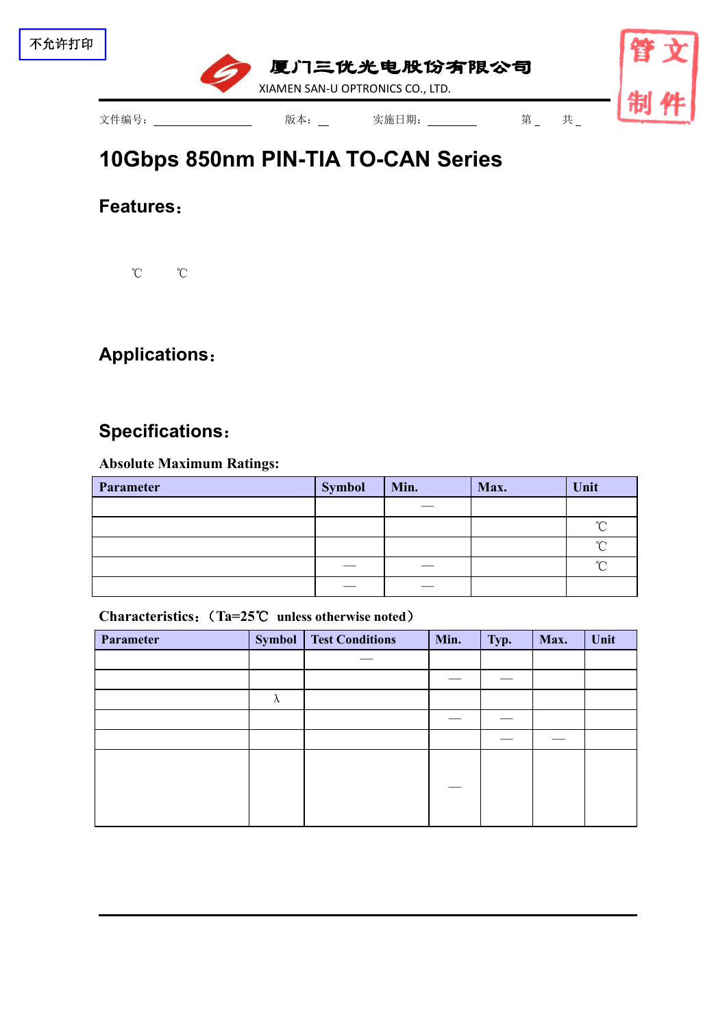不允许打印

厦门三优光电股份有限公司

XIAMEN SAN-U OPTRONICS CO., LTD.

管文制件

文件编号：\_\_\_\_\_\_\_\_\_\_ 版本：\_\_ 实施日期：\_\_\_\_\_\_ 第 \_ 共 \_

# 10Gbps 850nm PIN-TIA TO-CAN Series

## Features：

℃ ℃

## Applications：

## Specifications：

### Absolute Maximum Ratings:

| Parameter | Symbol | Min. | Max. | Unit |
|---|---|---|---|---|
| | | — | | |
| | | | | ℃ |
| | | | | ℃ |
| | — | — | | ℃ |
| | — | — | | |

### Characteristics：（Ta=25℃ unless otherwise noted）

| Parameter | Symbol | Test Conditions | Min. | Typ. | Max. | Unit |
|---|---|---|---|---|---|---|
| | | — | | | | |
| | | | — | — | | |
| | λ | | | | | |
| | | | — | — | | |
| | | | | — | — | |
| | | | — | | | |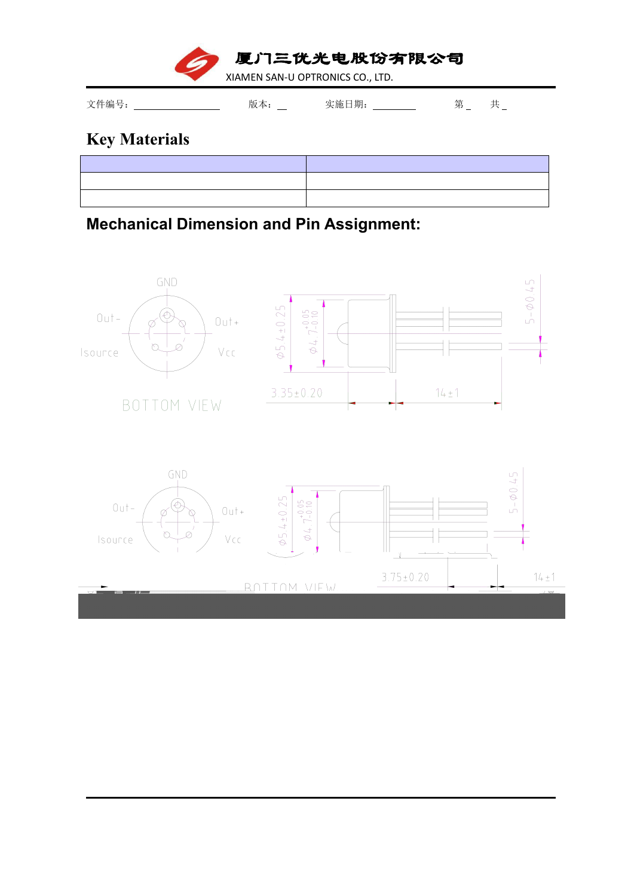## Key Materials

| | |
|---|---|
| | |
| | |

## Mechanical Dimension and Pin Assignment:

GND

Out-

Out+

Isource

Vcc

BOTTOM VIEW

Φ5.4±0.25

$Φ4.7^{+0.05}_{-0.10}$

5-Φ0.45

3.35±0.20

14±1

GND

Out-

Out+

Isource

Vcc

BOTTOM VIEW

Φ5.4±0.25

$Φ4.7^{+0.05}_{-0.10}$

5-Φ0.45

3.75±0.20

14±1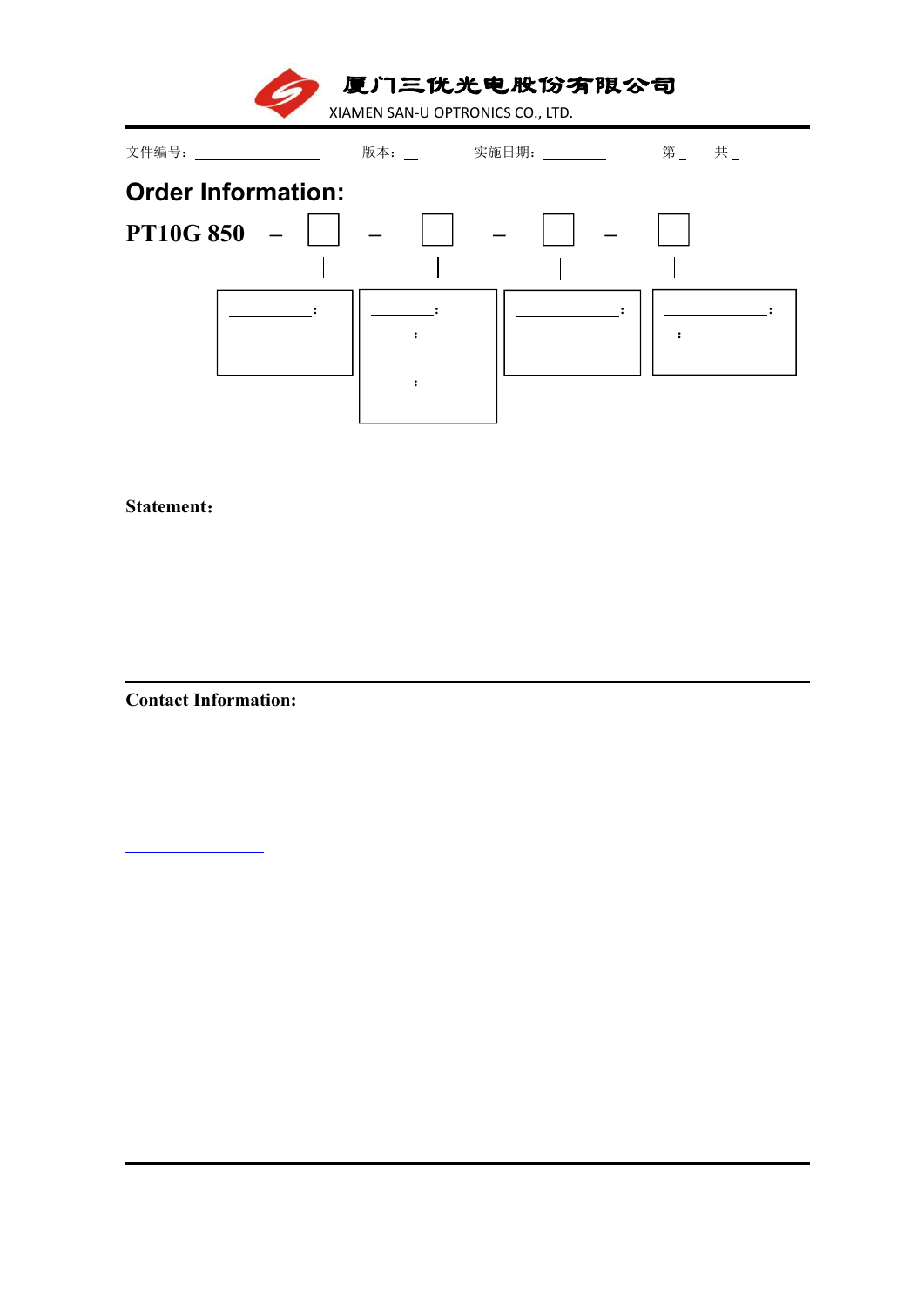厦门三优光电股份有限公司

XIAMEN SAN-U OPTRONICS CO., LTD.

文件编号：________ 版本：__ 实施日期：________ 第 _ 共 _

## Order Information:

**PT10G 850 – □ – □ – □ – □**

| | | | |
|---|---|---|---|
| ________: | ________:<br>:<br>: | ________: | ________:<br>: |

**Statement:**

**Contact Information:**